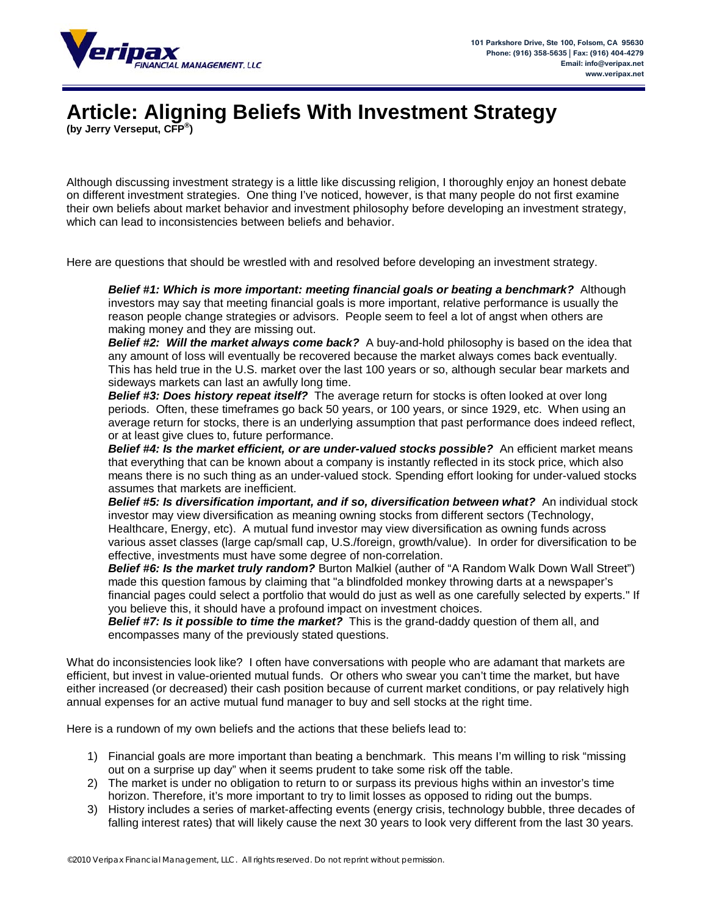Veripax FINANCIAL MANAGEMENT, LLC

101 Parkshore Drive, Ste 100, Folsom, CA 95630
Phone: (916) 358-5635 | Fax: (916) 404-4279
Email: info@veripax.net
www.veripax.net

# Article: Aligning Beliefs With Investment Strategy

**(by Jerry Verseput, CFP®)**

Although discussing investment strategy is a little like discussing religion, I thoroughly enjoy an honest debate on different investment strategies. One thing I've noticed, however, is that many people do not first examine their own beliefs about market behavior and investment philosophy before developing an investment strategy, which can lead to inconsistencies between beliefs and behavior.

Here are questions that should be wrestled with and resolved before developing an investment strategy.

> ***Belief #1: Which is more important: meeting financial goals or beating a benchmark?*** Although investors may say that meeting financial goals is more important, relative performance is usually the reason people change strategies or advisors. People seem to feel a lot of angst when others are making money and they are missing out.
>
> ***Belief #2: Will the market always come back?*** A buy-and-hold philosophy is based on the idea that any amount of loss will eventually be recovered because the market always comes back eventually. This has held true in the U.S. market over the last 100 years or so, although secular bear markets and sideways markets can last an awfully long time.
>
> ***Belief #3: Does history repeat itself?*** The average return for stocks is often looked at over long periods. Often, these timeframes go back 50 years, or 100 years, or since 1929, etc. When using an average return for stocks, there is an underlying assumption that past performance does indeed reflect, or at least give clues to, future performance.
>
> ***Belief #4: Is the market efficient, or are under-valued stocks possible?*** An efficient market means that everything that can be known about a company is instantly reflected in its stock price, which also means there is no such thing as an under-valued stock. Spending effort looking for under-valued stocks assumes that markets are inefficient.
>
> ***Belief #5: Is diversification important, and if so, diversification between what?*** An individual stock investor may view diversification as meaning owning stocks from different sectors (Technology, Healthcare, Energy, etc). A mutual fund investor may view diversification as owning funds across various asset classes (large cap/small cap, U.S./foreign, growth/value). In order for diversification to be effective, investments must have some degree of non-correlation.
>
> ***Belief #6: Is the market truly random?*** Burton Malkiel (auther of "A Random Walk Down Wall Street") made this question famous by claiming that "a blindfolded monkey throwing darts at a newspaper's financial pages could select a portfolio that would do just as well as one carefully selected by experts." If you believe this, it should have a profound impact on investment choices.
>
> ***Belief #7: Is it possible to time the market?*** This is the grand-daddy question of them all, and encompasses many of the previously stated questions.

What do inconsistencies look like? I often have conversations with people who are adamant that markets are efficient, but invest in value-oriented mutual funds. Or others who swear you can't time the market, but have either increased (or decreased) their cash position because of current market conditions, or pay relatively high annual expenses for an active mutual fund manager to buy and sell stocks at the right time.

Here is a rundown of my own beliefs and the actions that these beliefs lead to:

1) Financial goals are more important than beating a benchmark. This means I'm willing to risk "missing out on a surprise up day" when it seems prudent to take some risk off the table.
2) The market is under no obligation to return to or surpass its previous highs within an investor's time horizon. Therefore, it's more important to try to limit losses as opposed to riding out the bumps.
3) History includes a series of market-affecting events (energy crisis, technology bubble, three decades of falling interest rates) that will likely cause the next 30 years to look very different from the last 30 years.

©2010 Veripax Financial Management, LLC. All rights reserved. Do not reprint without permission.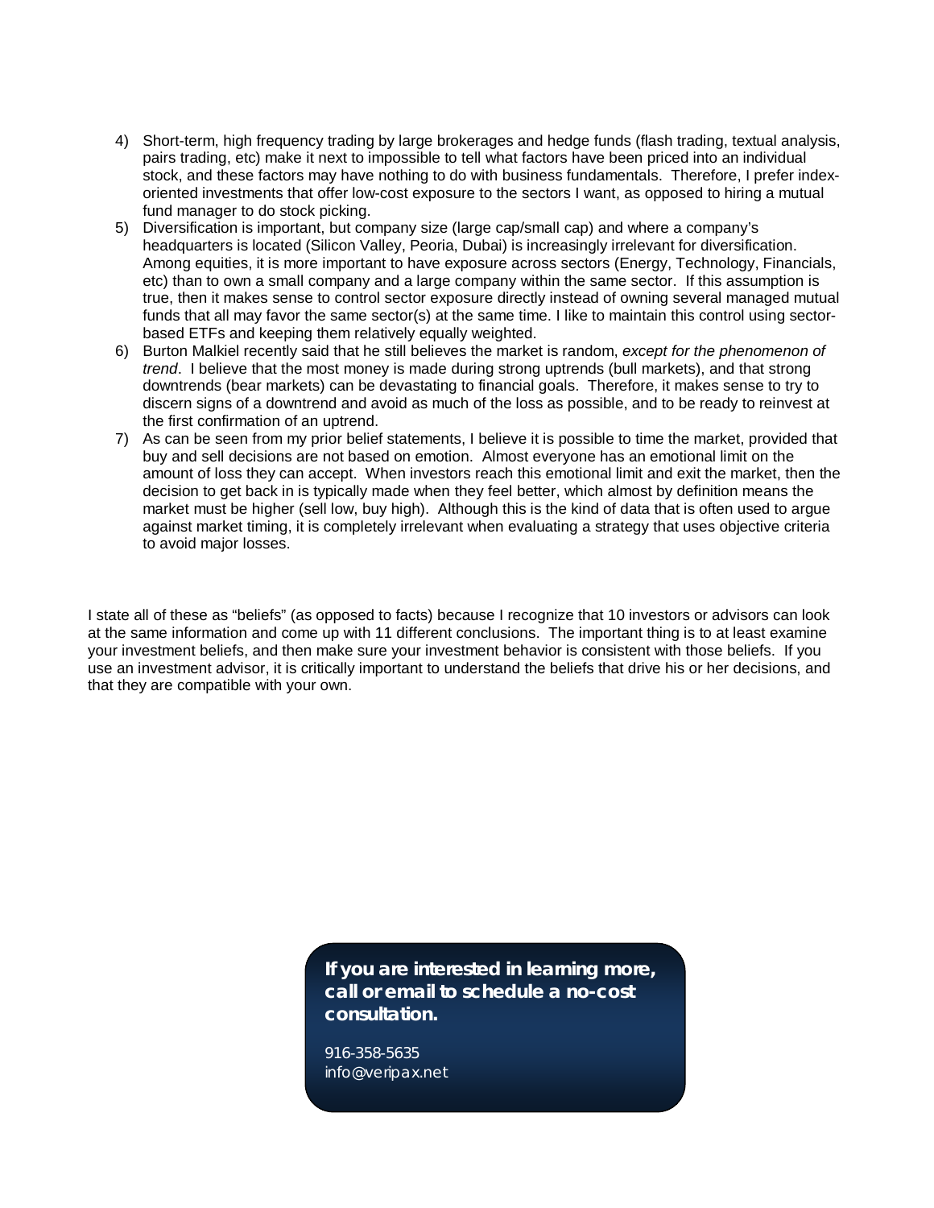4) Short-term, high frequency trading by large brokerages and hedge funds (flash trading, textual analysis, pairs trading, etc) make it next to impossible to tell what factors have been priced into an individual stock, and these factors may have nothing to do with business fundamentals. Therefore, I prefer index-oriented investments that offer low-cost exposure to the sectors I want, as opposed to hiring a mutual fund manager to do stock picking.
5) Diversification is important, but company size (large cap/small cap) and where a company's headquarters is located (Silicon Valley, Peoria, Dubai) is increasingly irrelevant for diversification. Among equities, it is more important to have exposure across sectors (Energy, Technology, Financials, etc) than to own a small company and a large company within the same sector. If this assumption is true, then it makes sense to control sector exposure directly instead of owning several managed mutual funds that all may favor the same sector(s) at the same time. I like to maintain this control using sector-based ETFs and keeping them relatively equally weighted.
6) Burton Malkiel recently said that he still believes the market is random, *except for the phenomenon of trend*. I believe that the most money is made during strong uptrends (bull markets), and that strong downtrends (bear markets) can be devastating to financial goals. Therefore, it makes sense to try to discern signs of a downtrend and avoid as much of the loss as possible, and to be ready to reinvest at the first confirmation of an uptrend.
7) As can be seen from my prior belief statements, I believe it is possible to time the market, provided that buy and sell decisions are not based on emotion. Almost everyone has an emotional limit on the amount of loss they can accept. When investors reach this emotional limit and exit the market, then the decision to get back in is typically made when they feel better, which almost by definition means the market must be higher (sell low, buy high). Although this is the kind of data that is often used to argue against market timing, it is completely irrelevant when evaluating a strategy that uses objective criteria to avoid major losses.

I state all of these as "beliefs" (as opposed to facts) because I recognize that 10 investors or advisors can look at the same information and come up with 11 different conclusions. The important thing is to at least examine your investment beliefs, and then make sure your investment behavior is consistent with those beliefs. If you use an investment advisor, it is critically important to understand the beliefs that drive his or her decisions, and that they are compatible with your own.

**If you are interested in learning more, call or email to schedule a no-cost consultation.**

916-358-5635
info@veripax.net